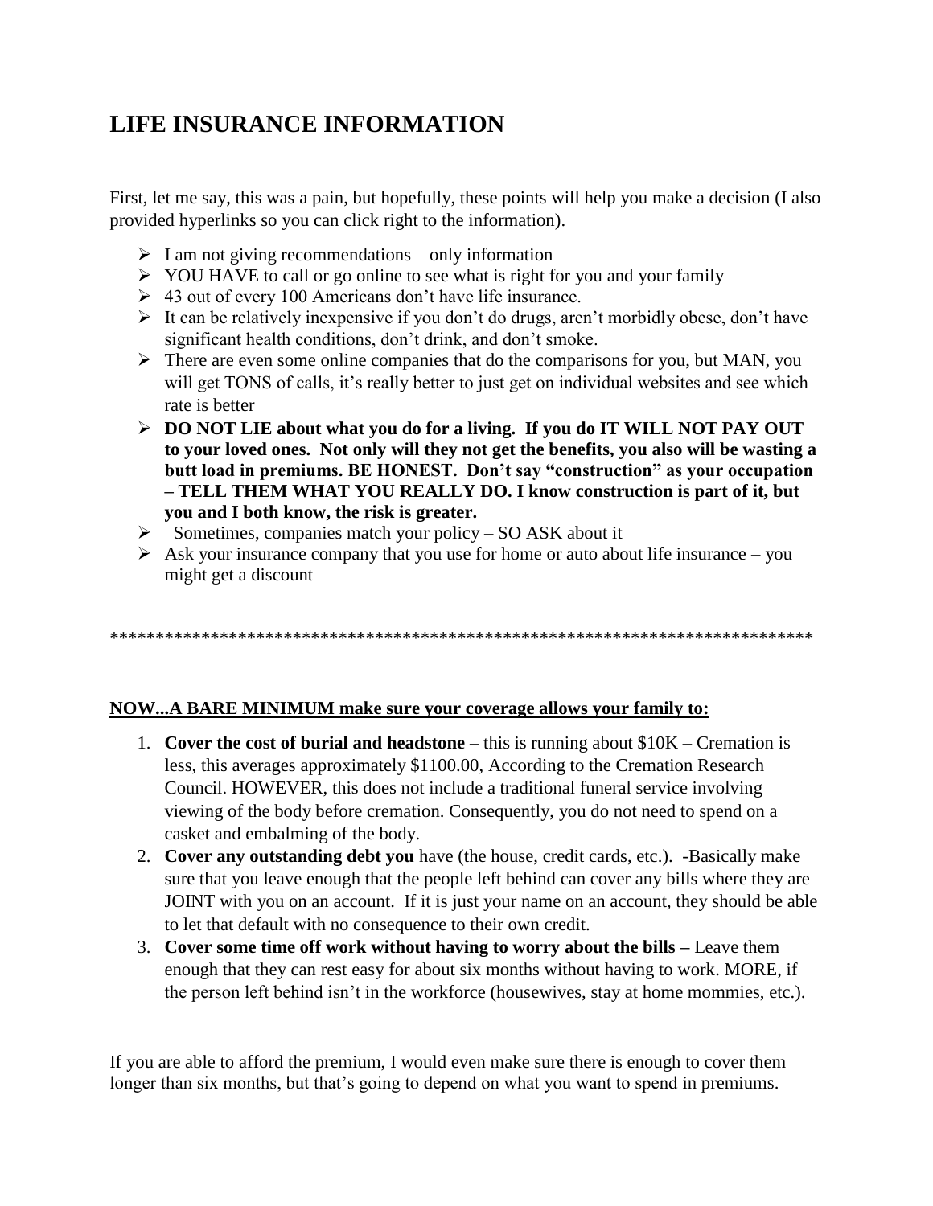# LIFE INSURANCE INFORMATION

First, let me say, this was a pain, but hopefully, these points will help you make a decision (I also provided hyperlinks so you can click right to the information).

- I am not giving recommendations – only information
- YOU HAVE to call or go online to see what is right for you and your family
- 43 out of every 100 Americans don't have life insurance.
- It can be relatively inexpensive if you don't do drugs, aren't morbidly obese, don't have significant health conditions, don't drink, and don't smoke.
- There are even some online companies that do the comparisons for you, but MAN, you will get TONS of calls, it's really better to just get on individual websites and see which rate is better
- **DO NOT LIE about what you do for a living. If you do IT WILL NOT PAY OUT to your loved ones. Not only will they not get the benefits, you also will be wasting a butt load in premiums. BE HONEST. Don't say "construction" as your occupation – TELL THEM WHAT YOU REALLY DO. I know construction is part of it, but you and I both know, the risk is greater.**
- Sometimes, companies match your policy – SO ASK about it
- Ask your insurance company that you use for home or auto about life insurance – you might get a discount

*******************************************************************************

**NOW...A BARE MINIMUM make sure your coverage allows your family to:**

1. **Cover the cost of burial and headstone** – this is running about $10K – Cremation is less, this averages approximately $1100.00, According to the Cremation Research Council. HOWEVER, this does not include a traditional funeral service involving viewing of the body before cremation. Consequently, you do not need to spend on a casket and embalming of the body.
2. **Cover any outstanding debt you** have (the house, credit cards, etc.). -Basically make sure that you leave enough that the people left behind can cover any bills where they are JOINT with you on an account. If it is just your name on an account, they should be able to let that default with no consequence to their own credit.
3. **Cover some time off work without having to worry about the bills –** Leave them enough that they can rest easy for about six months without having to work. MORE, if the person left behind isn't in the workforce (housewives, stay at home mommies, etc.).

If you are able to afford the premium, I would even make sure there is enough to cover them longer than six months, but that's going to depend on what you want to spend in premiums.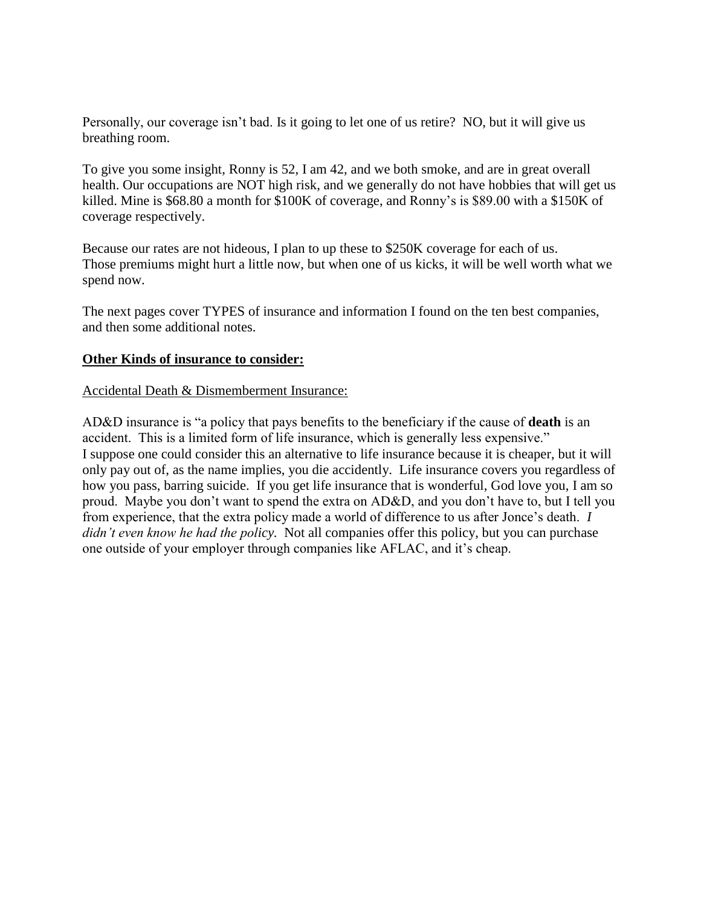Personally, our coverage isn't bad. Is it going to let one of us retire? NO, but it will give us breathing room.

To give you some insight, Ronny is 52, I am 42, and we both smoke, and are in great overall health. Our occupations are NOT high risk, and we generally do not have hobbies that will get us killed. Mine is $68.80 a month for $100K of coverage, and Ronny's is $89.00 with a $150K of coverage respectively.

Because our rates are not hideous, I plan to up these to $250K coverage for each of us. Those premiums might hurt a little now, but when one of us kicks, it will be well worth what we spend now.

The next pages cover TYPES of insurance and information I found on the ten best companies, and then some additional notes.

**Other Kinds of insurance to consider:**

Accidental Death & Dismemberment Insurance:

AD&D insurance is "a policy that pays benefits to the beneficiary if the cause of **death** is an accident. This is a limited form of life insurance, which is generally less expensive." I suppose one could consider this an alternative to life insurance because it is cheaper, but it will only pay out of, as the name implies, you die accidently. Life insurance covers you regardless of how you pass, barring suicide. If you get life insurance that is wonderful, God love you, I am so proud. Maybe you don't want to spend the extra on AD&D, and you don't have to, but I tell you from experience, that the extra policy made a world of difference to us after Jonce's death. *I didn't even know he had the policy.* Not all companies offer this policy, but you can purchase one outside of your employer through companies like AFLAC, and it's cheap.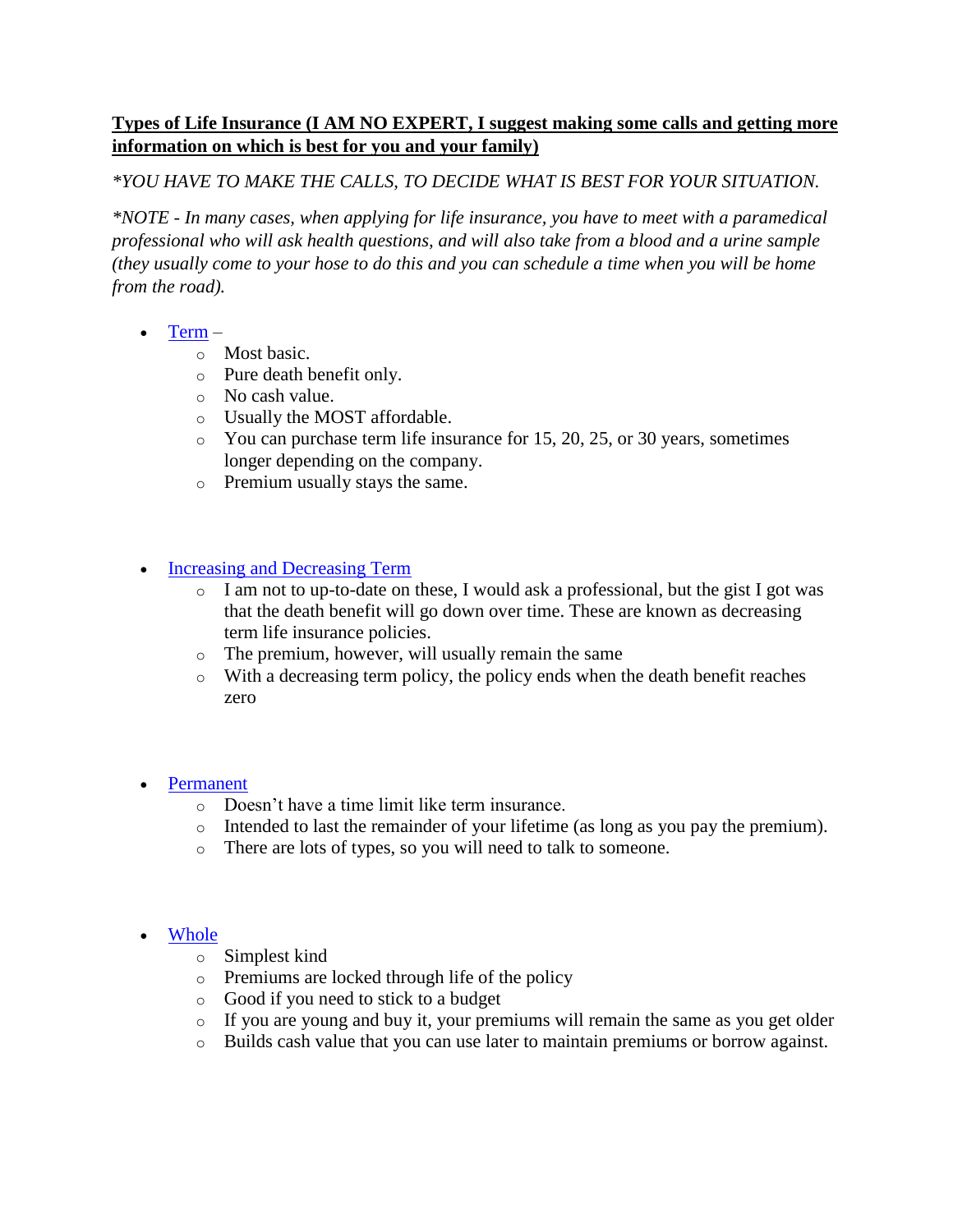**Types of Life Insurance (I AM NO EXPERT, I suggest making some calls and getting more information on which is best for you and your family)**

*\*YOU HAVE TO MAKE THE CALLS, TO DECIDE WHAT IS BEST FOR YOUR SITUATION.*

*\*NOTE - In many cases, when applying for life insurance, you have to meet with a paramedical professional who will ask health questions, and will also take from a blood and a urine sample (they usually come to your hose to do this and you can schedule a time when you will be home from the road).*

- Term –
  - Most basic.
  - Pure death benefit only.
  - No cash value.
  - Usually the MOST affordable.
  - You can purchase term life insurance for 15, 20, 25, or 30 years, sometimes longer depending on the company.
  - Premium usually stays the same.

- Increasing and Decreasing Term
  - I am not to up-to-date on these, I would ask a professional, but the gist I got was that the death benefit will go down over time. These are known as decreasing term life insurance policies.
  - The premium, however, will usually remain the same
  - With a decreasing term policy, the policy ends when the death benefit reaches zero

- Permanent
  - Doesn't have a time limit like term insurance.
  - Intended to last the remainder of your lifetime (as long as you pay the premium).
  - There are lots of types, so you will need to talk to someone.

- Whole
  - Simplest kind
  - Premiums are locked through life of the policy
  - Good if you need to stick to a budget
  - If you are young and buy it, your premiums will remain the same as you get older
  - Builds cash value that you can use later to maintain premiums or borrow against.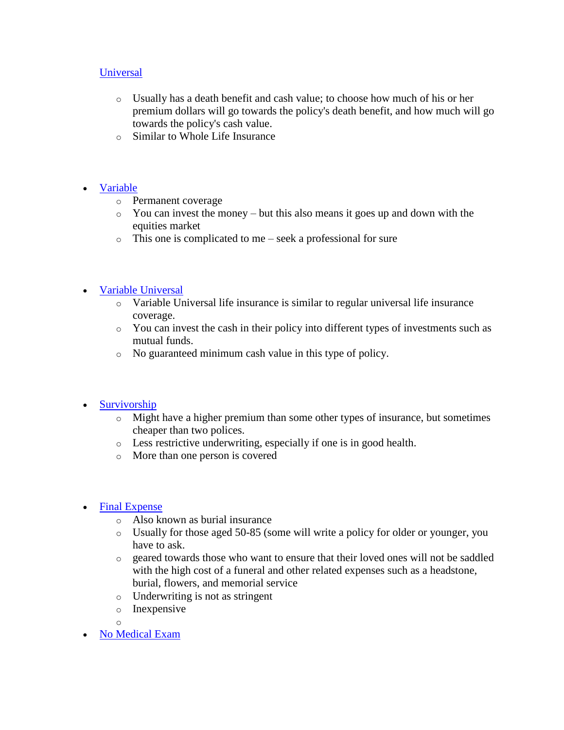- [Universal]
    - Usually has a death benefit and cash value; to choose how much of his or her premium dollars will go towards the policy's death benefit, and how much will go towards the policy's cash value.
    - Similar to Whole Life Insurance

- [Variable]
    - Permanent coverage
    - You can invest the money – but this also means it goes up and down with the equities market
    - This one is complicated to me – seek a professional for sure

- [Variable Universal]
    - Variable Universal life insurance is similar to regular universal life insurance coverage.
    - You can invest the cash in their policy into different types of investments such as mutual funds.
    - No guaranteed minimum cash value in this type of policy.

- [Survivorship]
    - Might have a higher premium than some other types of insurance, but sometimes cheaper than two polices.
    - Less restrictive underwriting, especially if one is in good health.
    - More than one person is covered

- [Final Expense]
    - Also known as burial insurance
    - Usually for those aged 50-85 (some will write a policy for older or younger, you have to ask.
    - geared towards those who want to ensure that their loved ones will not be saddled with the high cost of a funeral and other related expenses such as a headstone, burial, flowers, and memorial service
    - Underwriting is not as stringent
    - Inexpensive
    - 
- [No Medical Exam]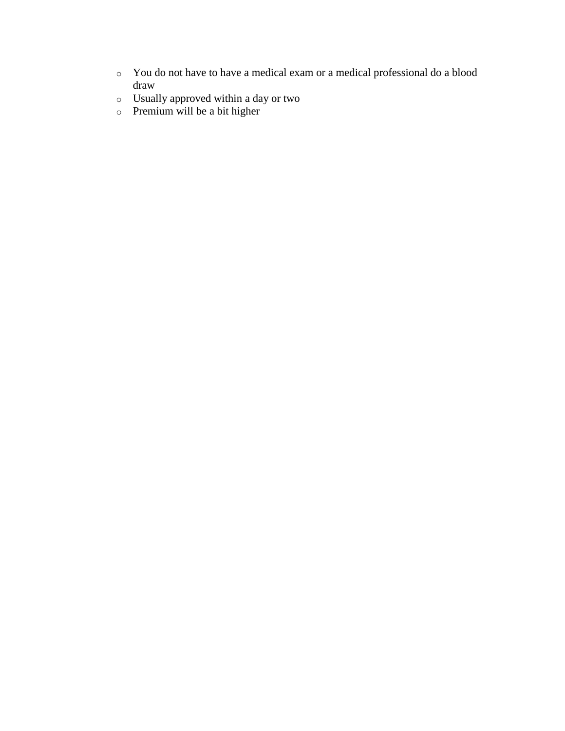- You do not have to have a medical exam or a medical professional do a blood draw
- Usually approved within a day or two
- Premium will be a bit higher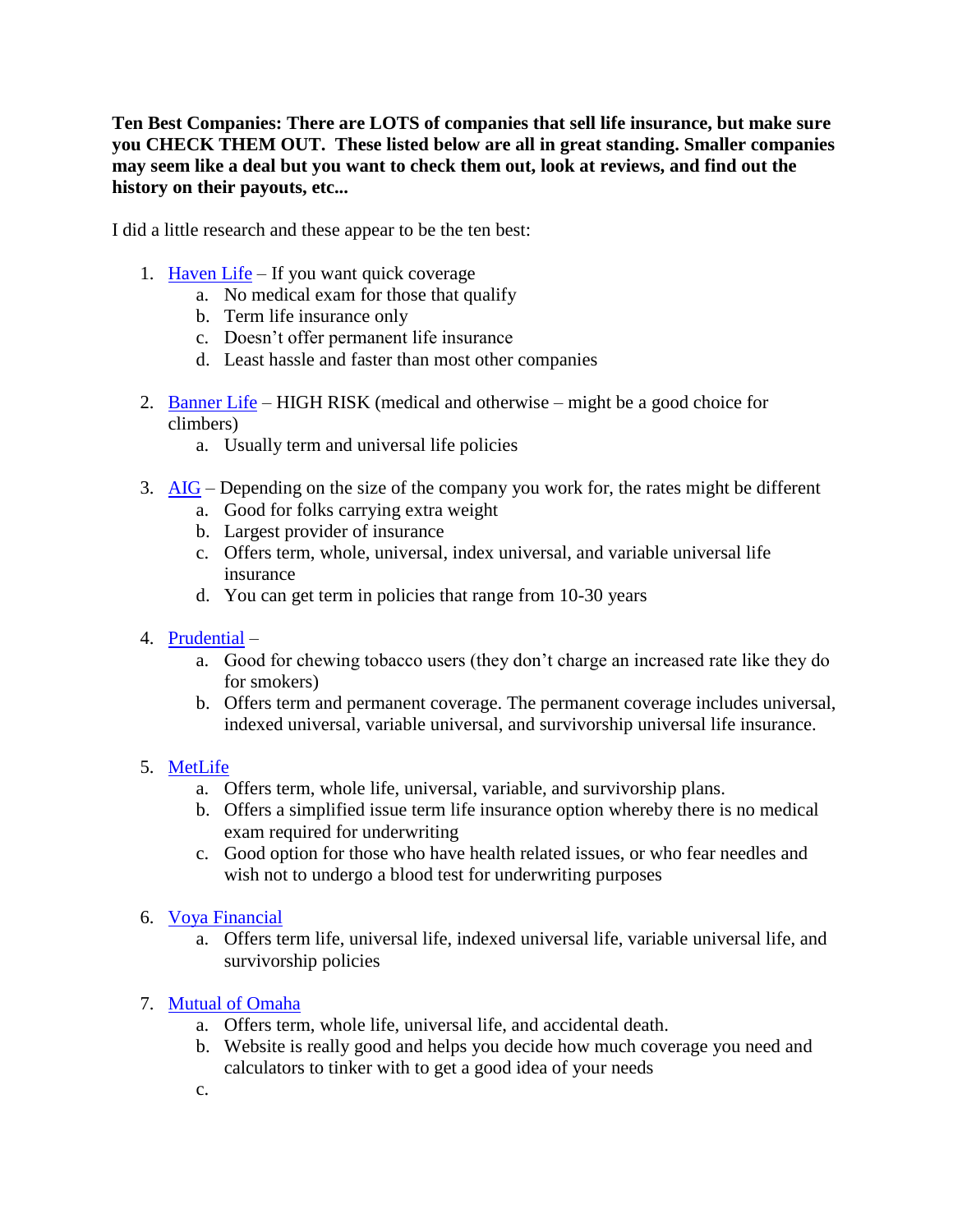**Ten Best Companies: There are LOTS of companies that sell life insurance, but make sure you CHECK THEM OUT. These listed below are all in great standing. Smaller companies may seem like a deal but you want to check them out, look at reviews, and find out the history on their payouts, etc...**

I did a little research and these appear to be the ten best:

1. Haven Life – If you want quick coverage
   a. No medical exam for those that qualify
   b. Term life insurance only
   c. Doesn't offer permanent life insurance
   d. Least hassle and faster than most other companies

2. Banner Life – HIGH RISK (medical and otherwise – might be a good choice for climbers)
   a. Usually term and universal life policies

3. AIG – Depending on the size of the company you work for, the rates might be different
   a. Good for folks carrying extra weight
   b. Largest provider of insurance
   c. Offers term, whole, universal, index universal, and variable universal life insurance
   d. You can get term in policies that range from 10-30 years

4. Prudential –
   a. Good for chewing tobacco users (they don't charge an increased rate like they do for smokers)
   b. Offers term and permanent coverage. The permanent coverage includes universal, indexed universal, variable universal, and survivorship universal life insurance.

5. MetLife
   a. Offers term, whole life, universal, variable, and survivorship plans.
   b. Offers a simplified issue term life insurance option whereby there is no medical exam required for underwriting
   c. Good option for those who have health related issues, or who fear needles and wish not to undergo a blood test for underwriting purposes

6. Voya Financial
   a. Offers term life, universal life, indexed universal life, variable universal life, and survivorship policies

7. Mutual of Omaha
   a. Offers term, whole life, universal life, and accidental death.
   b. Website is really good and helps you decide how much coverage you need and calculators to tinker with to get a good idea of your needs
   c.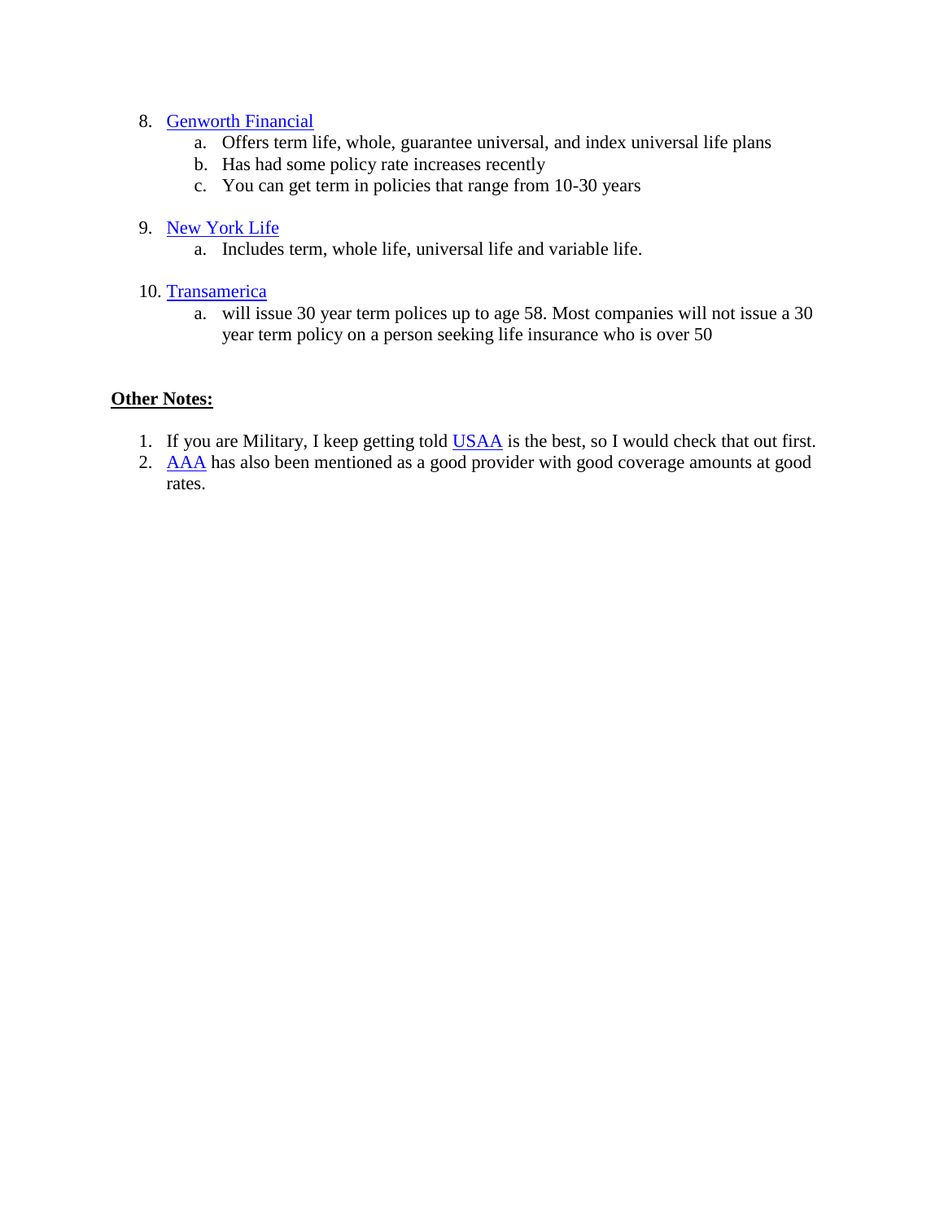8. [Genworth Financial]
    a. Offers term life, whole, guarantee universal, and index universal life plans
    b. Has had some policy rate increases recently
    c. You can get term in policies that range from 10-30 years

9. [New York Life]
    a. Includes term, whole life, universal life and variable life.

10. [Transamerica]
    a. will issue 30 year term polices up to age 58. Most companies will not issue a 30 year term policy on a person seeking life insurance who is over 50

**Other Notes:**

1. If you are Military, I keep getting told [USAA] is the best, so I would check that out first.
2. [AAA] has also been mentioned as a good provider with good coverage amounts at good rates.